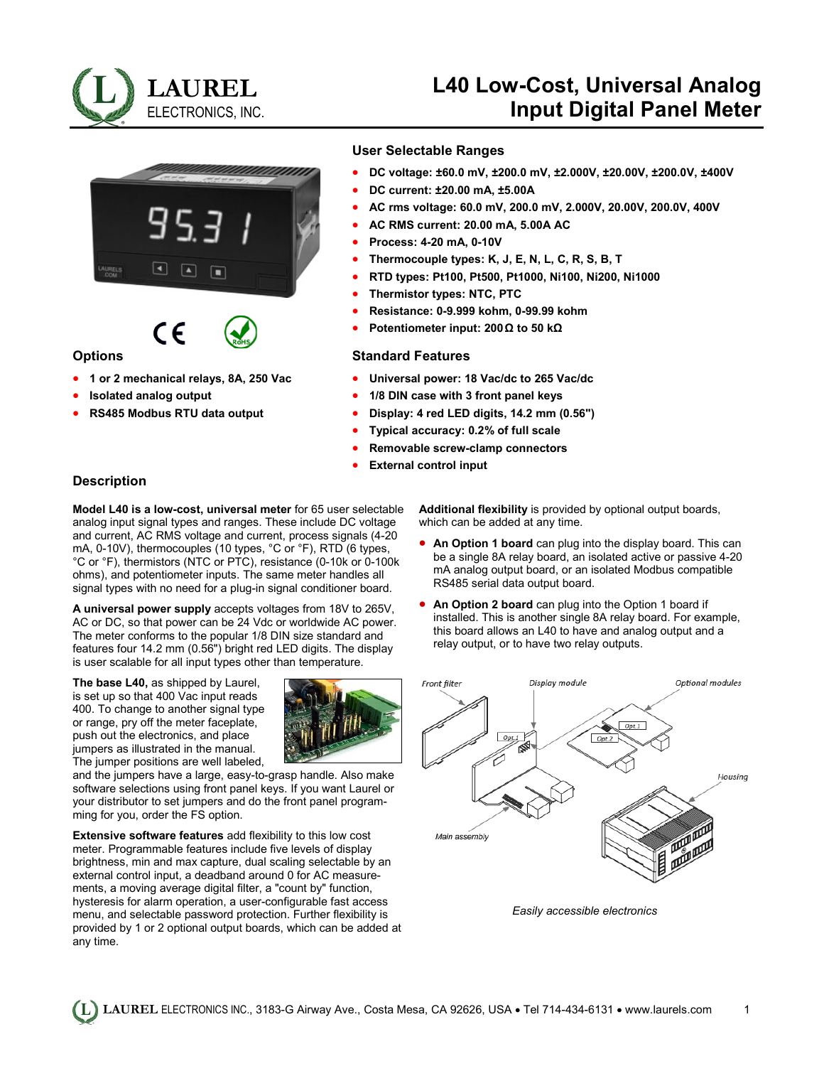# L40 Low-Cost, Universal Analog Input Digital Panel Meter

LAUREL ELECTRONICS, INC.

## User Selectable Ranges

- **DC voltage: ±60.0 mV, ±200.0 mV, ±2.000V, ±20.00V, ±200.0V, ±400V**
- **DC current: ±20.00 mA, ±5.00A**
- **AC rms voltage: 60.0 mV, 200.0 mV, 2.000V, 20.00V, 200.0V, 400V**
- **AC RMS current: 20.00 mA, 5.00A AC**
- **Process: 4-20 mA, 0-10V**
- **Thermocouple types: K, J, E, N, L, C, R, S, B, T**
- **RTD types: Pt100, Pt500, Pt1000, Ni100, Ni200, Ni1000**
- **Thermistor types: NTC, PTC**
- **Resistance: 0-9.999 kohm, 0-99.99 kohm**
- **Potentiometer input: 200 Ω to 50 kΩ**

## Options

- **1 or 2 mechanical relays, 8A, 250 Vac**
- **Isolated analog output**
- **RS485 Modbus RTU data output**

## Standard Features

- **Universal power: 18 Vac/dc to 265 Vac/dc**
- **1/8 DIN case with 3 front panel keys**
- **Display: 4 red LED digits, 14.2 mm (0.56")**
- **Typical accuracy: 0.2% of full scale**
- **Removable screw-clamp connectors**
- **External control input**

## Description

**Model L40 is a low-cost, universal meter** for 65 user selectable analog input signal types and ranges. These include DC voltage and current, AC RMS voltage and current, process signals (4-20 mA, 0-10V), thermocouples (10 types, °C or °F), RTD (6 types, °C or °F), thermistors (NTC or PTC), resistance (0-10k or 0-100k ohms), and potentiometer inputs. The same meter handles all signal types with no need for a plug-in signal conditioner board.

**A universal power supply** accepts voltages from 18V to 265V, AC or DC, so that power can be 24 Vdc or worldwide AC power. The meter conforms to the popular 1/8 DIN size standard and features four 14.2 mm (0.56") bright red LED digits. The display is user scalable for all input types other than temperature.

**The base L40,** as shipped by Laurel, is set up so that 400 Vac input reads 400. To change to another signal type or range, pry off the meter faceplate, push out the electronics, and place jumpers as illustrated in the manual. The jumper positions are well labeled, and the jumpers have a large, easy-to-grasp handle. Also make software selections using front panel keys. If you want Laurel or your distributor to set jumpers and do the front panel programming for you, order the FS option.

**Extensive software features** add flexibility to this low cost meter. Programmable features include five levels of display brightness, min and max capture, dual scaling selectable by an external control input, a deadband around 0 for AC measurements, a moving average digital filter, a "count by" function, hysteresis for alarm operation, a user-configurable fast access menu, and selectable password protection. Further flexibility is provided by 1 or 2 optional output boards, which can be added at any time.

**Additional flexibility** is provided by optional output boards, which can be added at any time.

- **An Option 1 board** can plug into the display board. This can be a single 8A relay board, an isolated active or passive 4-20 mA analog output board, or an isolated Modbus compatible RS485 serial data output board.
- **An Option 2 board** can plug into the Option 1 board if installed. This is another single 8A relay board. For example, this board allows an L40 to have and analog output and a relay output, or to have two relay outputs.

Front filter, Display module, Optional modules, Opt 1, Opt 2, Main assembly, Housing

*Easily accessible electronics*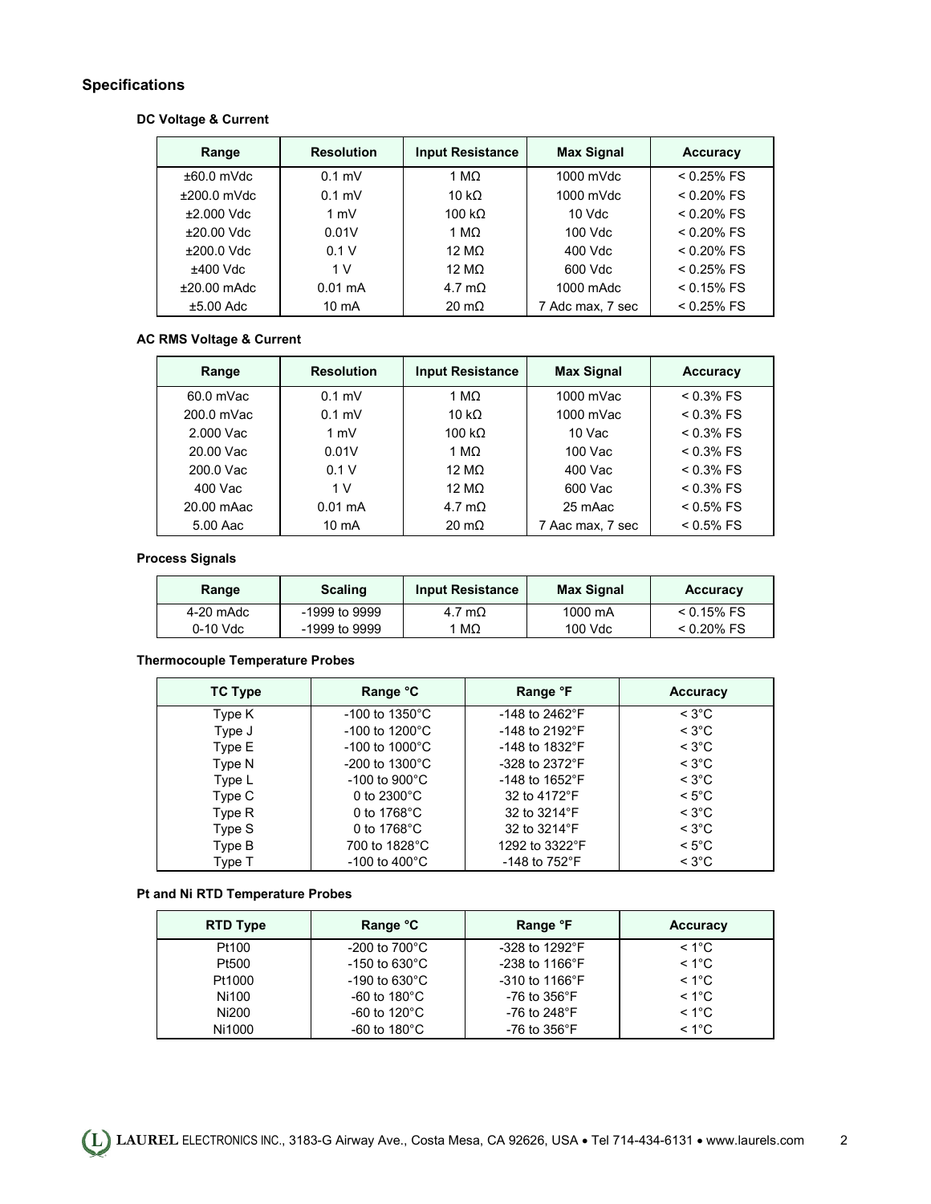## Specifications

### DC Voltage & Current

| Range | Resolution | Input Resistance | Max Signal | Accuracy |
|---|---|---|---|---|
| ±60.0 mVdc | 0.1 mV | 1 MΩ | 1000 mVdc | < 0.25% FS |
| ±200.0 mVdc | 0.1 mV | 10 kΩ | 1000 mVdc | < 0.20% FS |
| ±2.000 Vdc | 1 mV | 100 kΩ | 10 Vdc | < 0.20% FS |
| ±20.00 Vdc | 0.01V | 1 MΩ | 100 Vdc | < 0.20% FS |
| ±200.0 Vdc | 0.1 V | 12 MΩ | 400 Vdc | < 0.20% FS |
| ±400 Vdc | 1 V | 12 MΩ | 600 Vdc | < 0.25% FS |
| ±20.00 mAdc | 0.01 mA | 4.7 mΩ | 1000 mAdc | < 0.15% FS |
| ±5.00 Adc | 10 mA | 20 mΩ | 7 Adc max, 7 sec | < 0.25% FS |

### AC RMS Voltage & Current

| Range | Resolution | Input Resistance | Max Signal | Accuracy |
|---|---|---|---|---|
| 60.0 mVac | 0.1 mV | 1 MΩ | 1000 mVac | < 0.3% FS |
| 200.0 mVac | 0.1 mV | 10 kΩ | 1000 mVac | < 0.3% FS |
| 2.000 Vac | 1 mV | 100 kΩ | 10 Vac | < 0.3% FS |
| 20.00 Vac | 0.01V | 1 MΩ | 100 Vac | < 0.3% FS |
| 200.0 Vac | 0.1 V | 12 MΩ | 400 Vac | < 0.3% FS |
| 400 Vac | 1 V | 12 MΩ | 600 Vac | < 0.3% FS |
| 20.00 mAac | 0.01 mA | 4.7 mΩ | 25 mAac | < 0.5% FS |
| 5.00 Aac | 10 mA | 20 mΩ | 7 Aac max, 7 sec | < 0.5% FS |

### Process Signals

| Range | Scaling | Input Resistance | Max Signal | Accuracy |
|---|---|---|---|---|
| 4-20 mAdc | -1999 to 9999 | 4.7 mΩ | 1000 mA | < 0.15% FS |
| 0-10 Vdc | -1999 to 9999 | 1 MΩ | 100 Vdc | < 0.20% FS |

### Thermocouple Temperature Probes

| TC Type | Range °C | Range °F | Accuracy |
|---|---|---|---|
| Type K | -100 to 1350°C | -148 to 2462°F | < 3°C |
| Type J | -100 to 1200°C | -148 to 2192°F | < 3°C |
| Type E | -100 to 1000°C | -148 to 1832°F | < 3°C |
| Type N | -200 to 1300°C | -328 to 2372°F | < 3°C |
| Type L | -100 to 900°C | -148 to 1652°F | < 3°C |
| Type C | 0 to 2300°C | 32 to 4172°F | < 5°C |
| Type R | 0 to 1768°C | 32 to 3214°F | < 3°C |
| Type S | 0 to 1768°C | 32 to 3214°F | < 3°C |
| Type B | 700 to 1828°C | 1292 to 3322°F | < 5°C |
| Type T | -100 to 400°C | -148 to 752°F | < 3°C |

### Pt and Ni RTD Temperature Probes

| RTD Type | Range °C | Range °F | Accuracy |
|---|---|---|---|
| Pt100 | -200 to 700°C | -328 to 1292°F | < 1°C |
| Pt500 | -150 to 630°C | -238 to 1166°F | < 1°C |
| Pt1000 | -190 to 630°C | -310 to 1166°F | < 1°C |
| Ni100 | -60 to 180°C | -76 to 356°F | < 1°C |
| Ni200 | -60 to 120°C | -76 to 248°F | < 1°C |
| Ni1000 | -60 to 180°C | -76 to 356°F | < 1°C |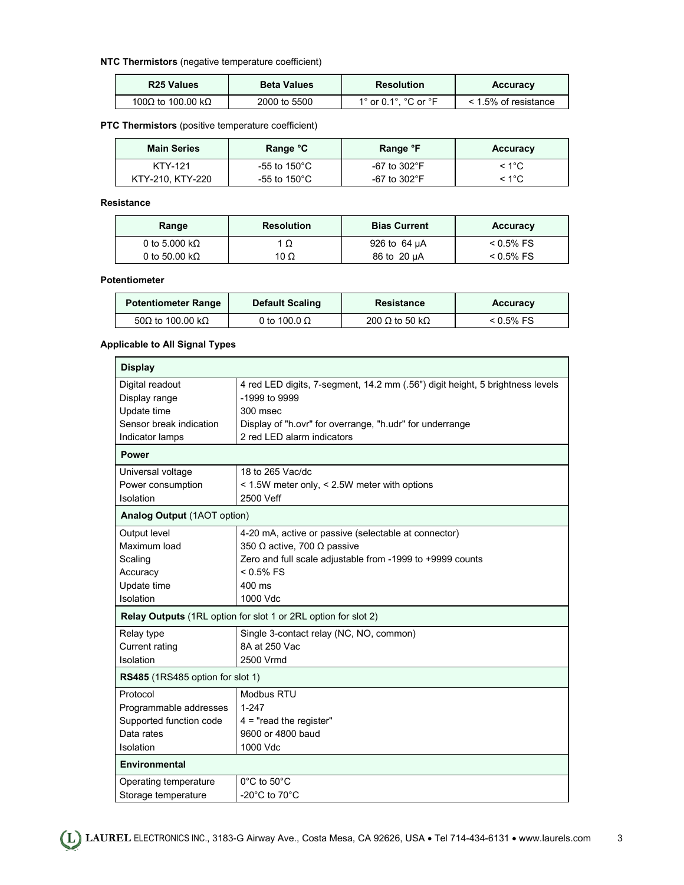**NTC Thermistors** (negative temperature coefficient)

| R25 Values | Beta Values | Resolution | Accuracy |
|---|---|---|---|
| 100Ω to 100.00 kΩ | 2000 to 5500 | 1° or 0.1°, °C or °F | < 1.5% of resistance |

**PTC Thermistors** (positive temperature coefficient)

| Main Series | Range °C | Range °F | Accuracy |
|---|---|---|---|
| KTY-121 | -55 to 150°C | -67 to 302°F | < 1°C |
| KTY-210, KTY-220 | -55 to 150°C | -67 to 302°F | < 1°C |

**Resistance**

| Range | Resolution | Bias Current | Accuracy |
|---|---|---|---|
| 0 to 5.000 kΩ | 1 Ω | 926 to 64 μA | < 0.5% FS |
| 0 to 50.00 kΩ | 10 Ω | 86 to 20 μA | < 0.5% FS |

**Potentiometer**

| Potentiometer Range | Default Scaling | Resistance | Accuracy |
|---|---|---|---|
| 50Ω to 100.00 kΩ | 0 to 100.0 Ω | 200 Ω to 50 kΩ | < 0.5% FS |

**Applicable to All Signal Types**

| **Display** | |
|---|---|
| Digital readout | 4 red LED digits, 7-segment, 14.2 mm (.56") digit height, 5 brightness levels |
| Display range | -1999 to 9999 |
| Update time | 300 msec |
| Sensor break indication | Display of "h.ovr" for overrange, "h.udr" for underrange |
| Indicator lamps | 2 red LED alarm indicators |
| **Power** | |
| Universal voltage | 18 to 265 Vac/dc |
| Power consumption | < 1.5W meter only, < 2.5W meter with options |
| Isolation | 2500 Veff |
| **Analog Output** (1AOT option) | |
| Output level | 4-20 mA, active or passive (selectable at connector) |
| Maximum load | 350 Ω active, 700 Ω passive |
| Scaling | Zero and full scale adjustable from -1999 to +9999 counts |
| Accuracy | < 0.5% FS |
| Update time | 400 ms |
| Isolation | 1000 Vdc |
| **Relay Outputs** (1RL option for slot 1 or 2RL option for slot 2) | |
| Relay type | Single 3-contact relay (NC, NO, common) |
| Current rating | 8A at 250 Vac |
| Isolation | 2500 Vrmd |
| **RS485** (1RS485 option for slot 1) | |
| Protocol | Modbus RTU |
| Programmable addresses | 1-247 |
| Supported function code | 4 = "read the register" |
| Data rates | 9600 or 4800 baud |
| Isolation | 1000 Vdc |
| **Environmental** | |
| Operating temperature | 0°C to 50°C |
| Storage temperature | -20°C to 70°C |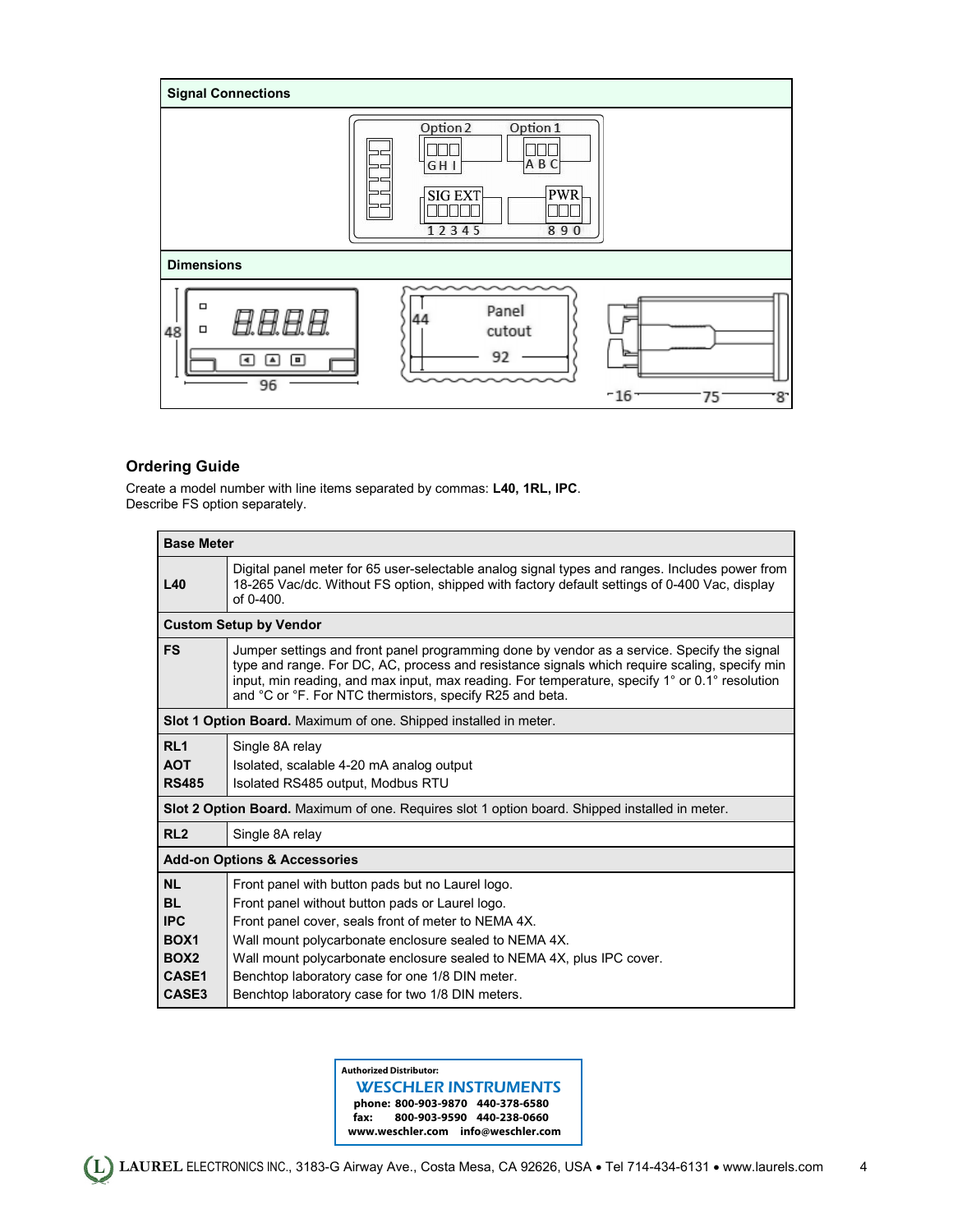**Signal Connections**

Option 2
Option 1
G H I
A B C
SIG EXT
PWR
1 2 3 4 5
8 9 0

**Dimensions**

48
96
44
Panel cutout
92
16
75
8

## Ordering Guide

Create a model number with line items separated by commas: **L40, 1RL, IPC**.
Describe FS option separately.

| | |
|---|---|
| **Base Meter** | |
| **L40** | Digital panel meter for 65 user-selectable analog signal types and ranges. Includes power from 18-265 Vac/dc. Without FS option, shipped with factory default settings of 0-400 Vac, display of 0-400. |
| **Custom Setup by Vendor** | |
| **FS** | Jumper settings and front panel programming done by vendor as a service. Specify the signal type and range. For DC, AC, process and resistance signals which require scaling, specify min input, min reading, and max input, max reading. For temperature, specify 1° or 0.1° resolution and °C or °F. For NTC thermistors, specify R25 and beta. |
| **Slot 1 Option Board.** Maximum of one. Shipped installed in meter. | |
| **RL1** | Single 8A relay |
| **AOT** | Isolated, scalable 4-20 mA analog output |
| **RS485** | Isolated RS485 output, Modbus RTU |
| **Slot 2 Option Board.** Maximum of one. Requires slot 1 option board. Shipped installed in meter. | |
| **RL2** | Single 8A relay |
| **Add-on Options & Accessories** | |
| **NL** | Front panel with button pads but no Laurel logo. |
| **BL** | Front panel without button pads or Laurel logo. |
| **IPC** | Front panel cover, seals front of meter to NEMA 4X. |
| **BOX1** | Wall mount polycarbonate enclosure sealed to NEMA 4X. |
| **BOX2** | Wall mount polycarbonate enclosure sealed to NEMA 4X, plus IPC cover. |
| **CASE1** | Benchtop laboratory case for one 1/8 DIN meter. |
| **CASE3** | Benchtop laboratory case for two 1/8 DIN meters. |

**Authorized Distributor:**
**WESCHLER INSTRUMENTS**
**phone: 800-903-9870 440-378-6580**
**fax: 800-903-9590 440-238-0660**
**www.weschler.com info@weschler.com**

**LAUREL** ELECTRONICS INC., 3183-G Airway Ave., Costa Mesa, CA 92626, USA • Tel 714-434-6131 • www.laurels.com